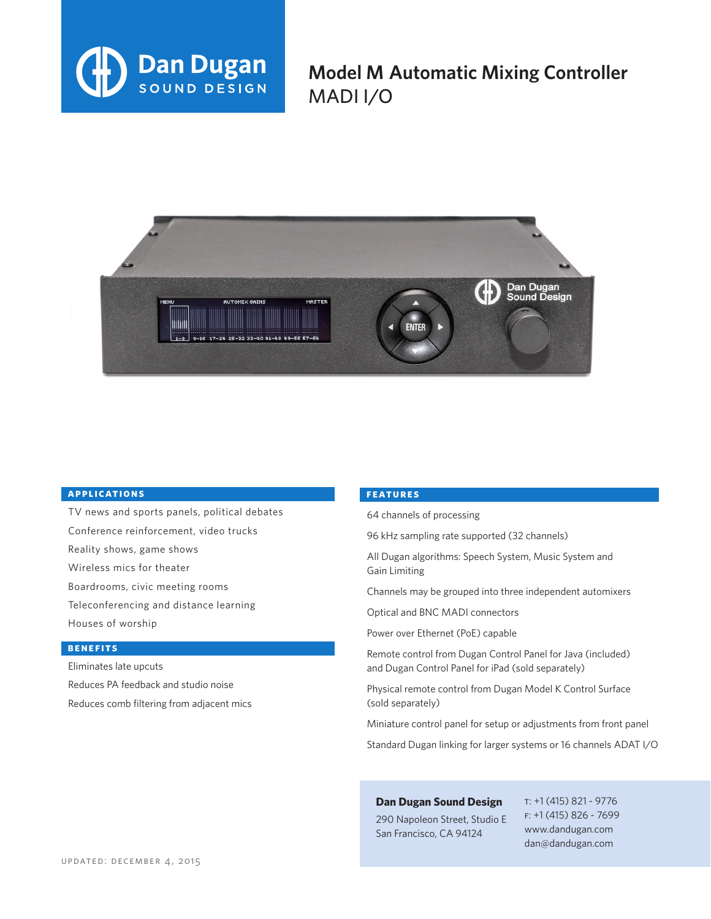Dan Dugan SOUND DESIGN

# Model M Automatic Mixing Controller
MADI I/O

## APPLICATIONS

- TV news and sports panels, political debates
- Conference reinforcement, video trucks
- Reality shows, game shows
- Wireless mics for theater
- Boardrooms, civic meeting rooms
- Teleconferencing and distance learning
- Houses of worship

## BENEFITS

- Eliminates late upcuts
- Reduces PA feedback and studio noise
- Reduces comb filtering from adjacent mics

## FEATURES

- 64 channels of processing
- 96 kHz sampling rate supported (32 channels)
- All Dugan algorithms: Speech System, Music System and Gain Limiting
- Channels may be grouped into three independent automixers
- Optical and BNC MADI connectors
- Power over Ethernet (PoE) capable
- Remote control from Dugan Control Panel for Java (included) and Dugan Control Panel for iPad (sold separately)
- Physical remote control from Dugan Model K Control Surface (sold separately)
- Miniature control panel for setup or adjustments from front panel
- Standard Dugan linking for larger systems or 16 channels ADAT I/O

**Dan Dugan Sound Design**
290 Napoleon Street, Studio E
San Francisco, CA 94124

T: +1 (415) 821 - 9776
F: +1 (415) 826 - 7699
www.dandugan.com
dan@dandugan.com

UPDATED: DECEMBER 4, 2015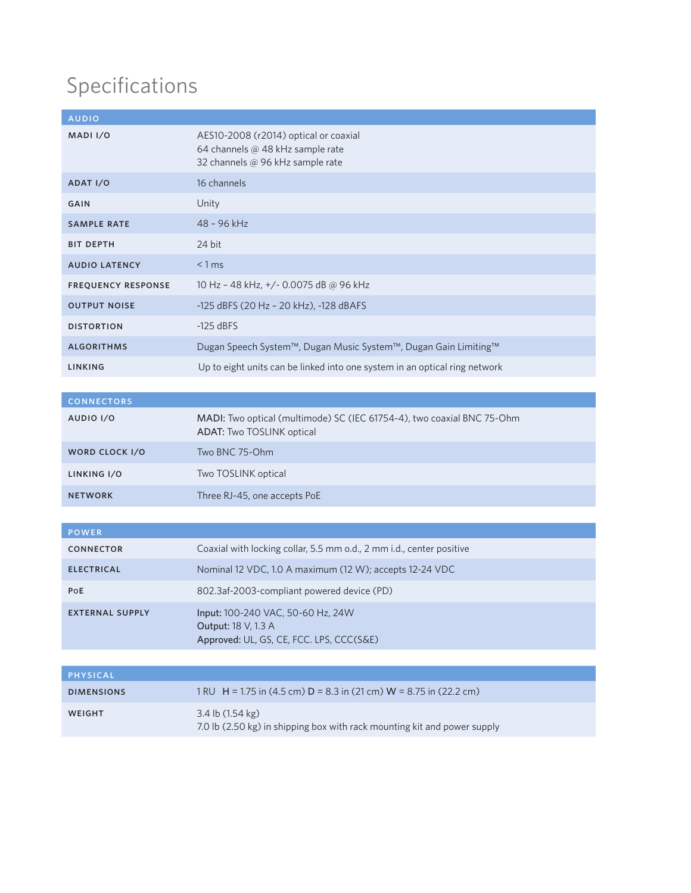# Specifications

| AUDIO | |
|---|---|
| MADI I/O | AES10-2008 (r2014) optical or coaxial<br>64 channels @ 48 kHz sample rate<br>32 channels @ 96 kHz sample rate |
| ADAT I/O | 16 channels |
| GAIN | Unity |
| SAMPLE RATE | 48 – 96 kHz |
| BIT DEPTH | 24 bit |
| AUDIO LATENCY | < 1 ms |
| FREQUENCY RESPONSE | 10 Hz – 48 kHz, +/- 0.0075 dB @ 96 kHz |
| OUTPUT NOISE | -125 dBFS (20 Hz – 20 kHz), -128 dBAFS |
| DISTORTION | -125 dBFS |
| ALGORITHMS | Dugan Speech System™, Dugan Music System™, Dugan Gain Limiting™ |
| LINKING | Up to eight units can be linked into one system in an optical ring network |

| CONNECTORS | |
|---|---|
| AUDIO I/O | **MADI:** Two optical (multimode) SC (IEC 61754-4), two coaxial BNC 75-Ohm<br>**ADAT:** Two TOSLINK optical |
| WORD CLOCK I/O | Two BNC 75-Ohm |
| LINKING I/O | Two TOSLINK optical |
| NETWORK | Three RJ-45, one accepts PoE |

| POWER | |
|---|---|
| CONNECTOR | Coaxial with locking collar, 5.5 mm o.d., 2 mm i.d., center positive |
| ELECTRICAL | Nominal 12 VDC, 1.0 A maximum (12 W); accepts 12-24 VDC |
| PoE | 802.3af-2003-compliant powered device (PD) |
| EXTERNAL SUPPLY | **Input:** 100-240 VAC, 50-60 Hz, 24W<br>**Output:** 18 V, 1.3 A<br>**Approved:** UL, GS, CE, FCC. LPS, CCC(S&E) |

| PHYSICAL | |
|---|---|
| DIMENSIONS | 1 RU **H** = 1.75 in (4.5 cm) **D** = 8.3 in (21 cm) **W** = 8.75 in (22.2 cm) |
| WEIGHT | 3.4 lb (1.54 kg)<br>7.0 lb (2.50 kg) in shipping box with rack mounting kit and power supply |